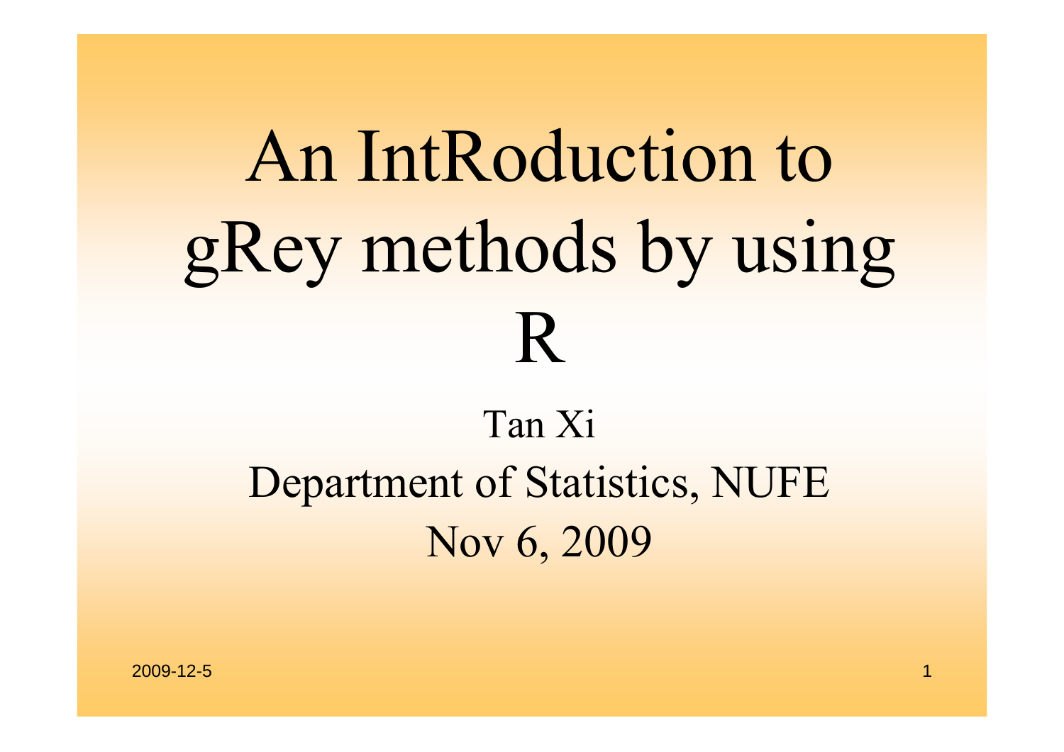# An IntRoduction to gRey methods by using R

Tan Xi

Department of Statistics, NUFE

Nov 6, 2009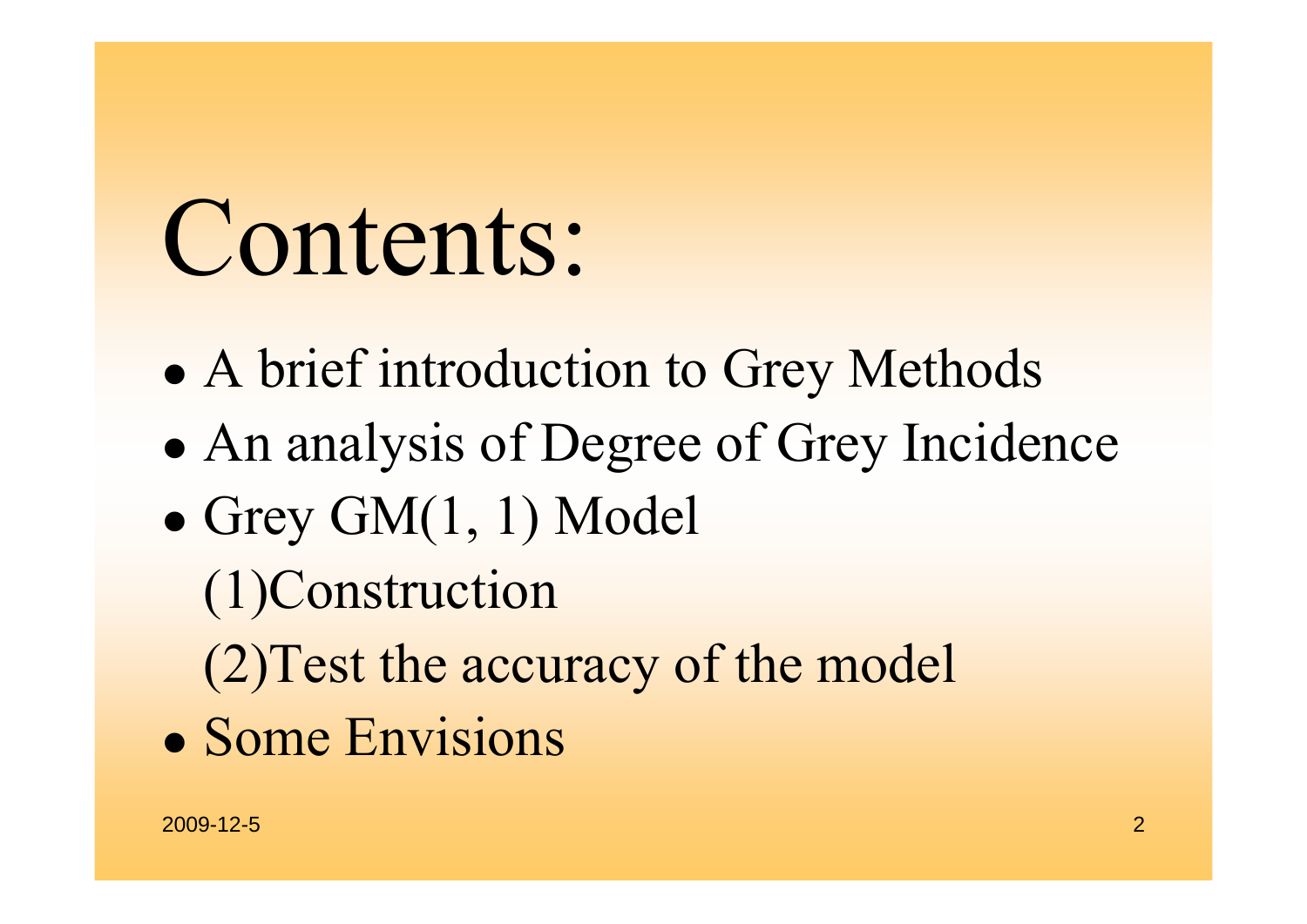# Contents:

- A brief introduction to Grey Methods
- An analysis of Degree of Grey Incidence
- Grey GM(1, 1) Model
  - (1)Construction
  - (2)Test the accuracy of the model
- Some Envisions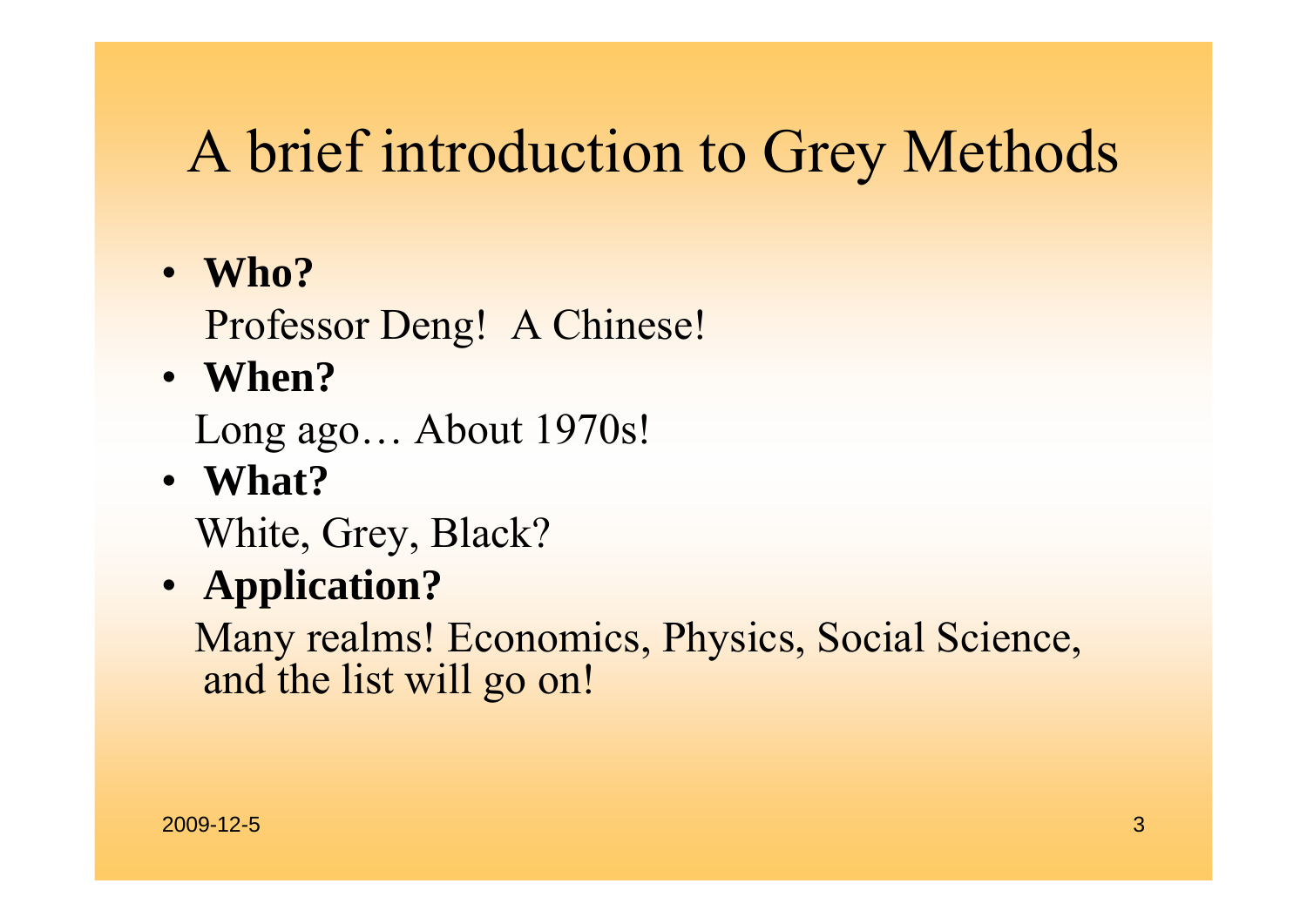# A brief introduction to Grey Methods

- **Who?**

  Professor Deng! A Chinese!

- **When?**

  Long ago… About 1970s!

- **What?**

  White, Grey, Black?

- **Application?**

  Many realms! Economics, Physics, Social Science, and the list will go on!

2009-12-5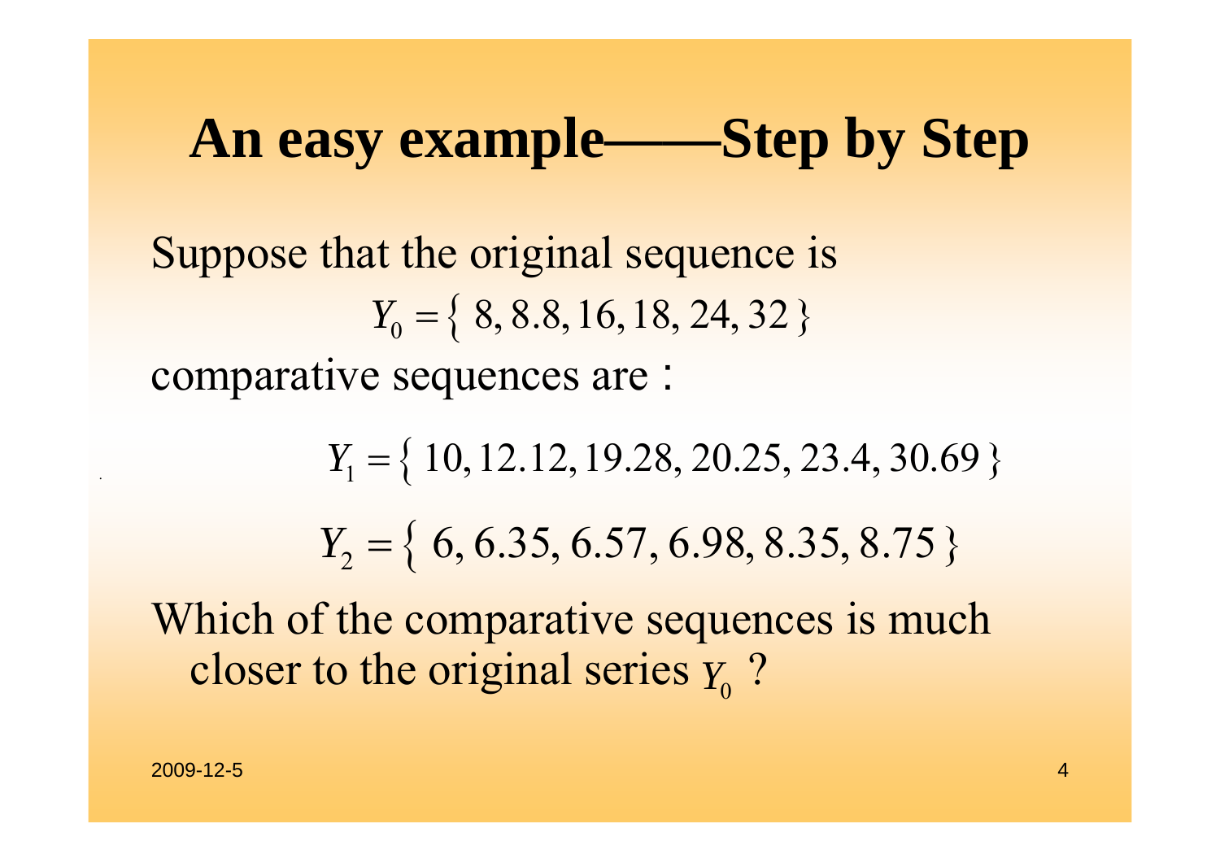# An easy example——Step by Step

Suppose that the original sequence is

$$Y_0 = \{\ 8, 8.8, 16, 18, 24, 32\ \}$$

comparative sequences are：

$$Y_1 = \{\ 10, 12.12, 19.28, 20.25, 23.4, 30.69\ \}$$

$$Y_2 = \{\ 6, 6.35, 6.57, 6.98, 8.35, 8.75\ \}$$

Which of the comparative sequences is much closer to the original series $Y_0$ ?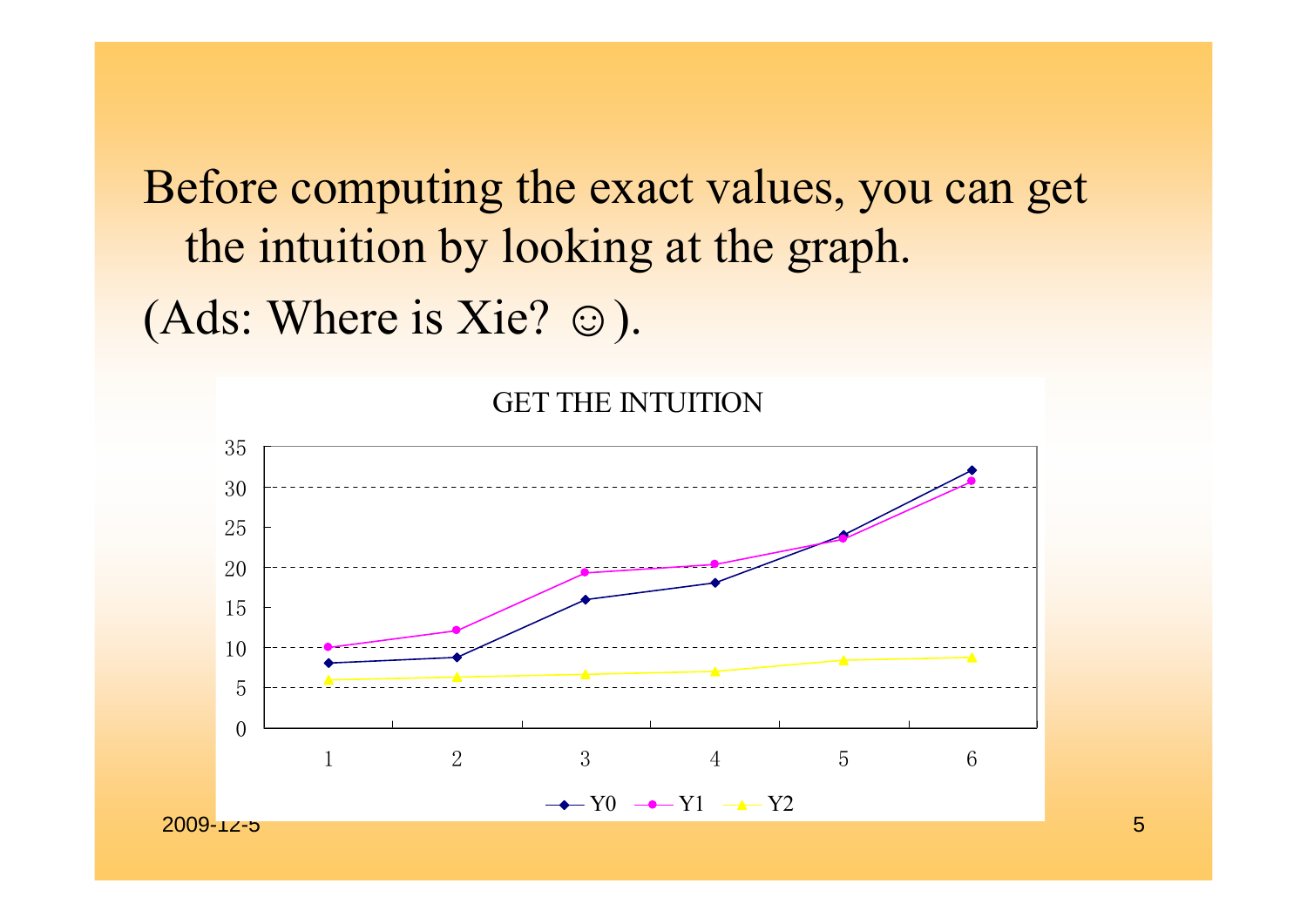Before computing the exact values, you can get the intuition by looking at the graph.

(Ads: Where is Xie? ☺).

GET THE INTUITION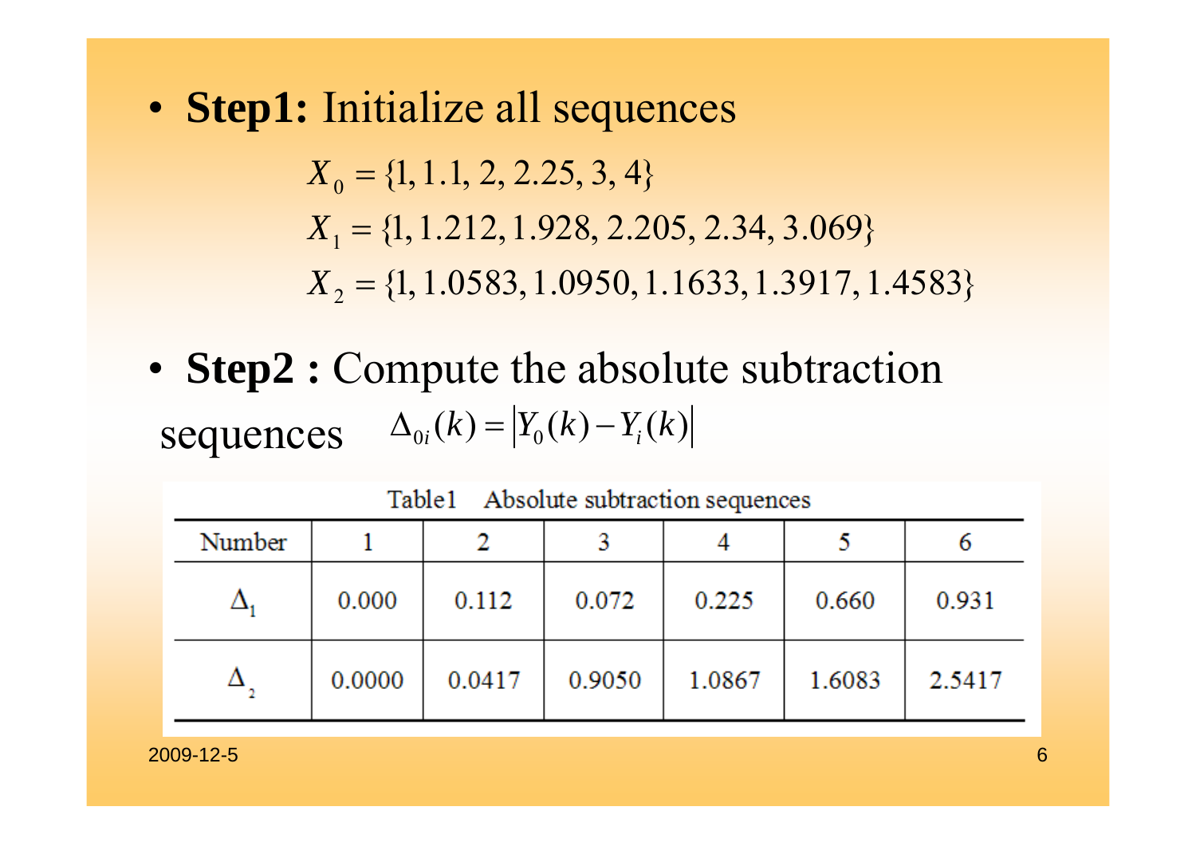- **Step1:** Initialize all sequences

$$X_0 = \{1, 1.1, 2, 2.25, 3, 4\}$$
$$X_1 = \{1, 1.212, 1.928, 2.205, 2.34, 3.069\}$$
$$X_2 = \{1, 1.0583, 1.0950, 1.1633, 1.3917, 1.4583\}$$

- **Step2 :** Compute the absolute subtraction sequences $\Delta_{0i}(k) = \left|Y_0(k) - Y_i(k)\right|$

Table1 Absolute subtraction sequences

| Number | 1 | 2 | 3 | 4 | 5 | 6 |
|---|---|---|---|---|---|---|
| $\Delta_1$ | 0.000 | 0.112 | 0.072 | 0.225 | 0.660 | 0.931 |
| $\Delta_2$ | 0.0000 | 0.0417 | 0.9050 | 1.0867 | 1.6083 | 2.5417 |

2009-12-5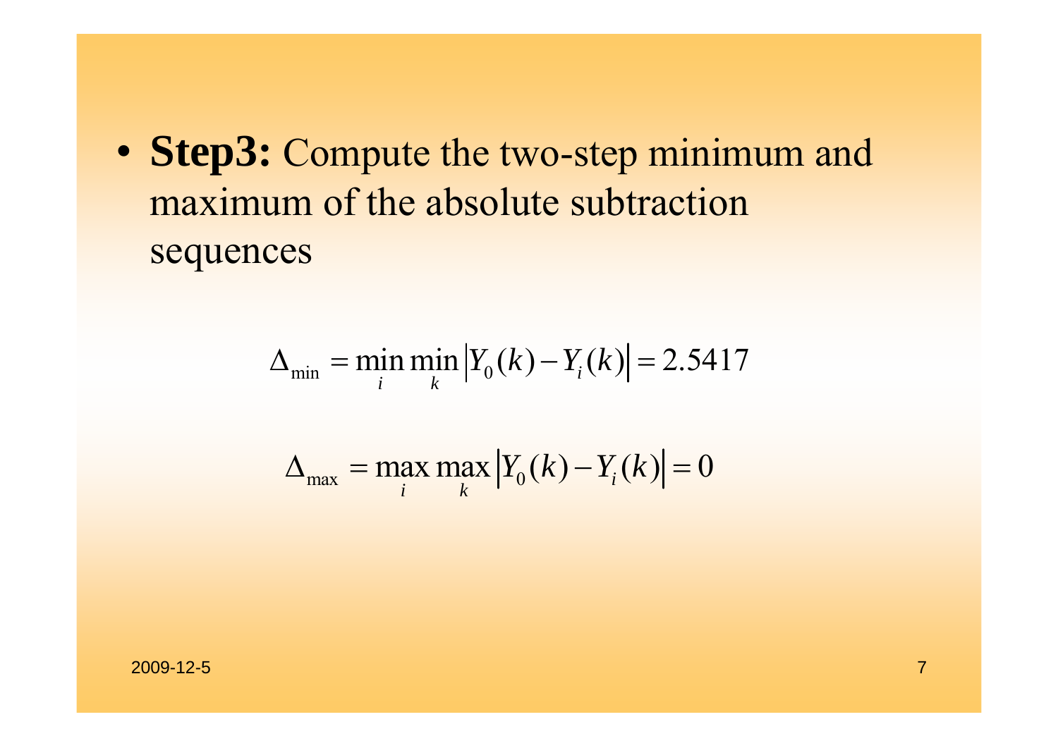- **Step3:** Compute the two-step minimum and maximum of the absolute subtraction sequences

$$\Delta_{\min} = \min_i \min_k \left| Y_0(k) - Y_i(k) \right| = 2.5417$$

$$\Delta_{\max} = \max_i \max_k \left| Y_0(k) - Y_i(k) \right| = 0$$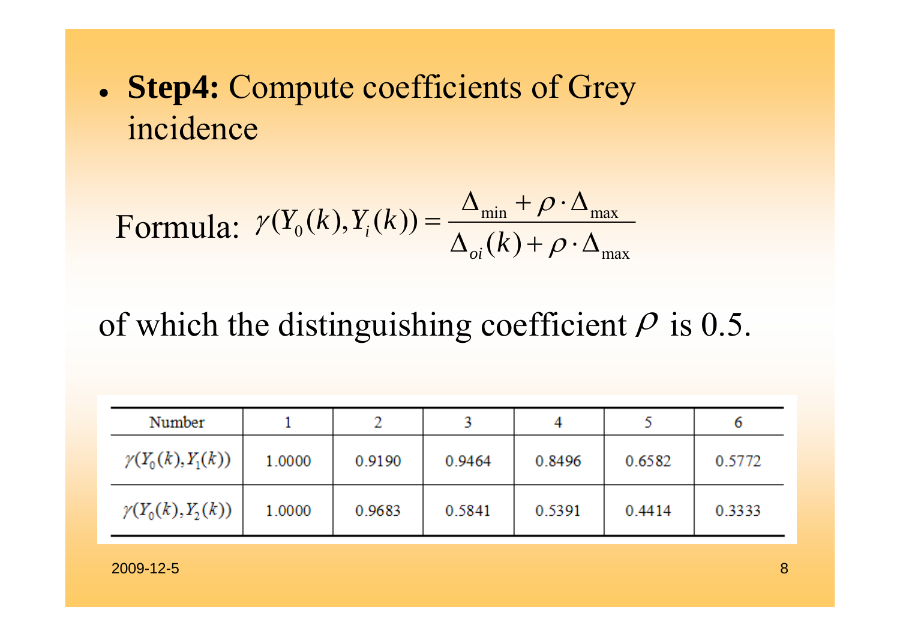- **Step4:** Compute coefficients of Grey incidence

Formula: $\gamma(Y_0(k), Y_i(k)) = \dfrac{\Delta_{\min} + \rho \cdot \Delta_{\max}}{\Delta_{oi}(k) + \rho \cdot \Delta_{\max}}$

of which the distinguishing coefficient $\rho$ is 0.5.

| Number | 1 | 2 | 3 | 4 | 5 | 6 |
|---|---|---|---|---|---|---|
| $\gamma(Y_0(k), Y_1(k))$ | 1.0000 | 0.9190 | 0.9464 | 0.8496 | 0.6582 | 0.5772 |
| $\gamma(Y_0(k), Y_2(k))$ | 1.0000 | 0.9683 | 0.5841 | 0.5391 | 0.4414 | 0.3333 |

2009-12-5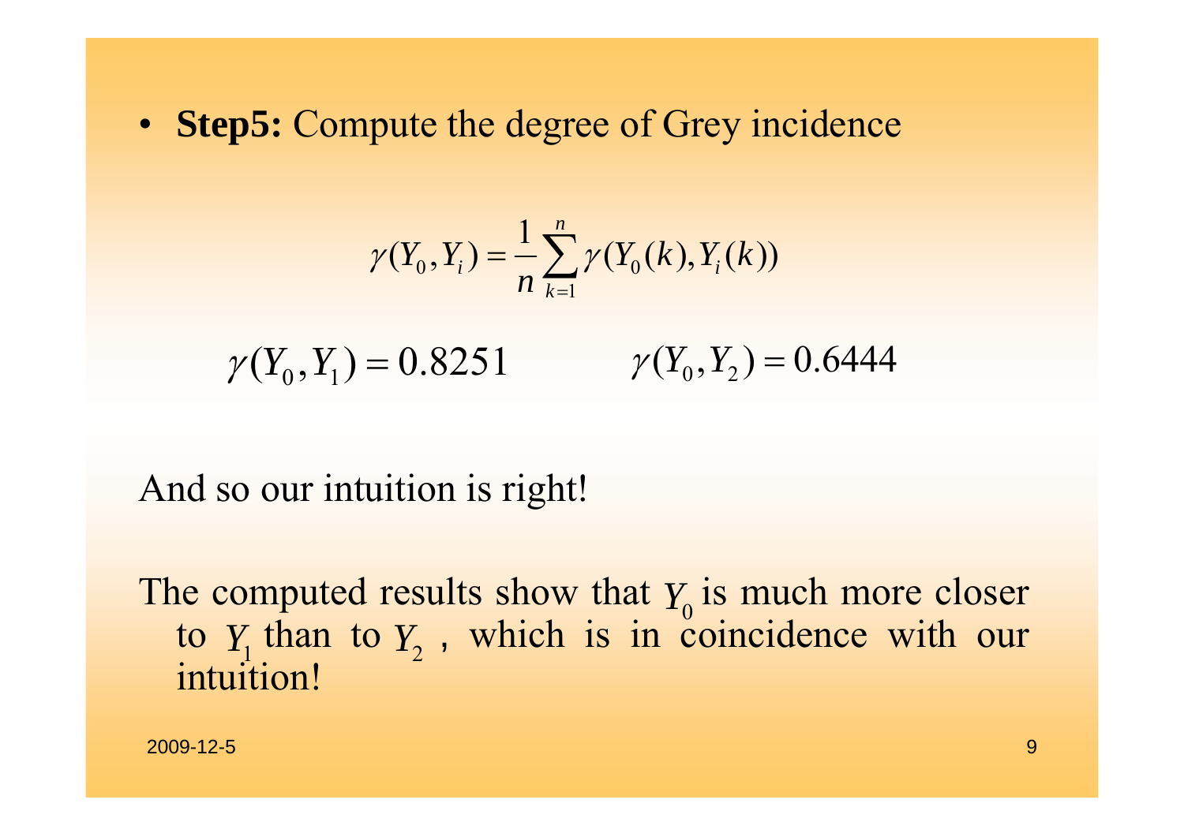- **Step5:** Compute the degree of Grey incidence

$$\gamma(Y_0, Y_i) = \frac{1}{n}\sum_{k=1}^{n} \gamma(Y_0(k), Y_i(k))$$

$$\gamma(Y_0, Y_1) = 0.8251 \qquad \gamma(Y_0, Y_2) = 0.6444$$

And so our intuition is right!

The computed results show that $Y_0$ is much more closer to $Y_1$ than to $Y_2$ , which is in coincidence with our intuition!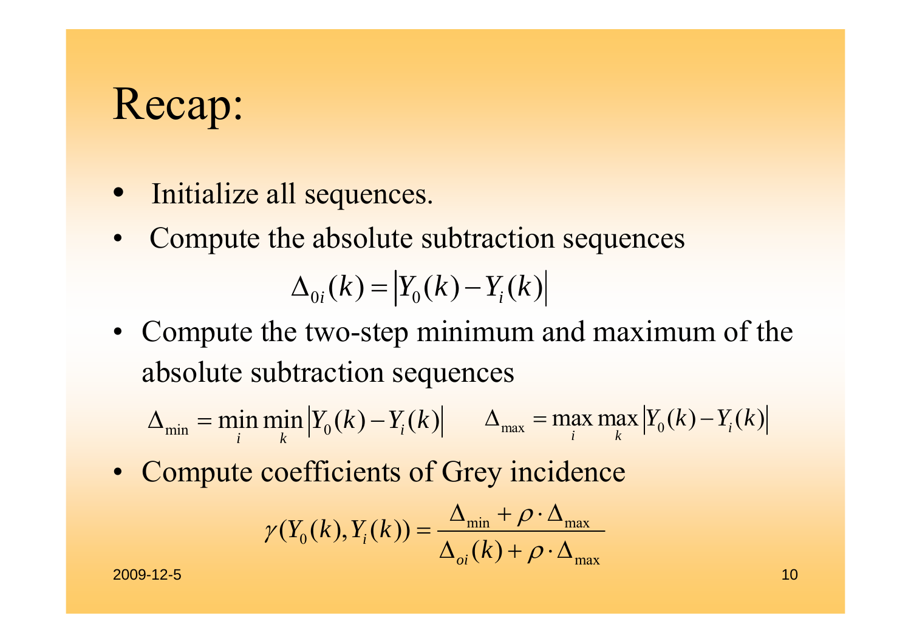# Recap:

- Initialize all sequences.
- Compute the absolute subtraction sequences

$$\Delta_{0i}(k) = \left| Y_0(k) - Y_i(k) \right|$$

- Compute the two-step minimum and maximum of the absolute subtraction sequences

$$\Delta_{\min} = \min_i \min_k \left| Y_0(k) - Y_i(k) \right| \qquad \Delta_{\max} = \max_i \max_k \left| Y_0(k) - Y_i(k) \right|$$

- Compute coefficients of Grey incidence

$$\gamma(Y_0(k), Y_i(k)) = \frac{\Delta_{\min} + \rho \cdot \Delta_{\max}}{\Delta_{oi}(k) + \rho \cdot \Delta_{\max}}$$

2009-12-5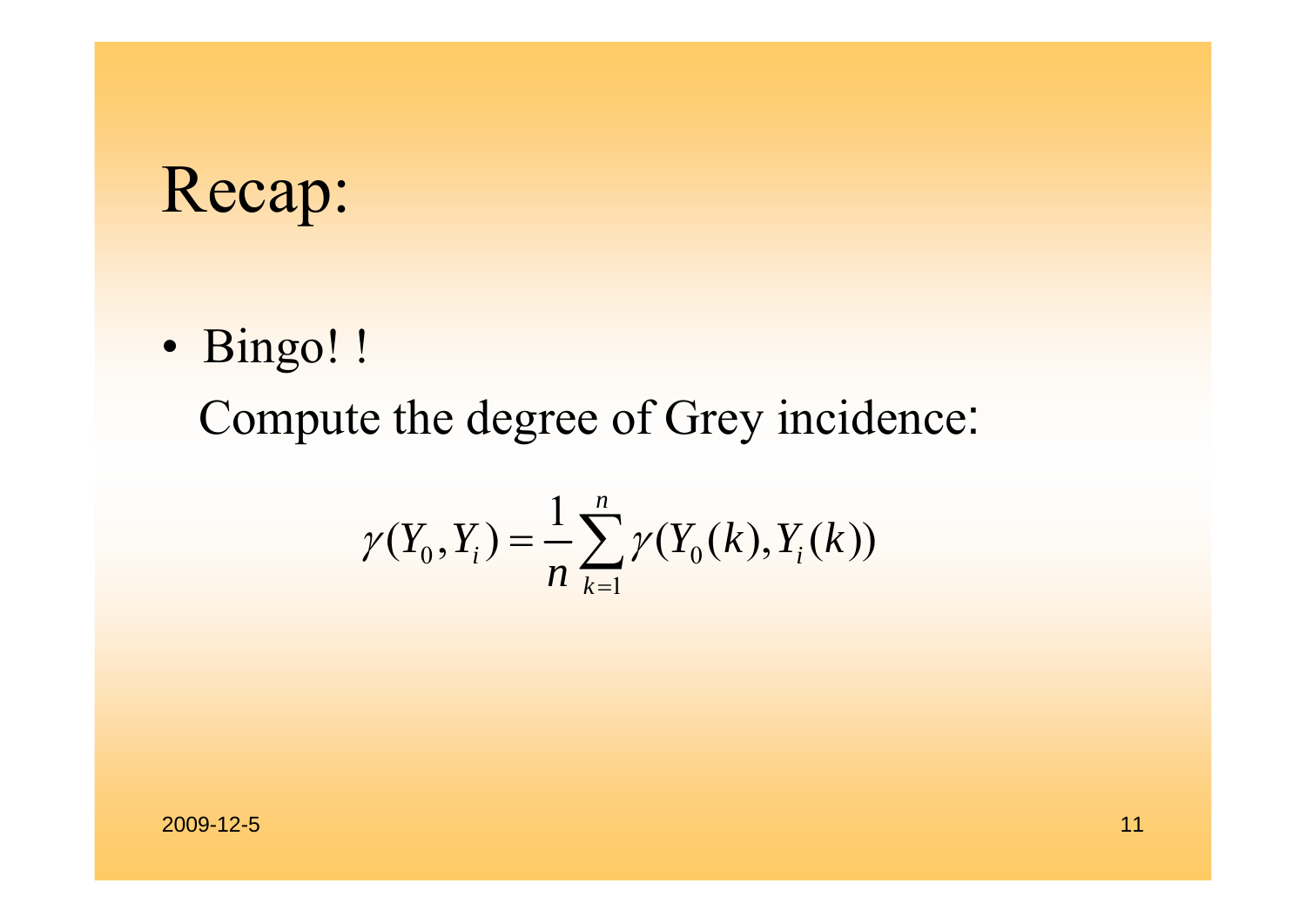# Recap:

- Bingo! !

  Compute the degree of Grey incidence:

$$\gamma(Y_0, Y_i) = \frac{1}{n}\sum_{k=1}^{n}\gamma(Y_0(k), Y_i(k))$$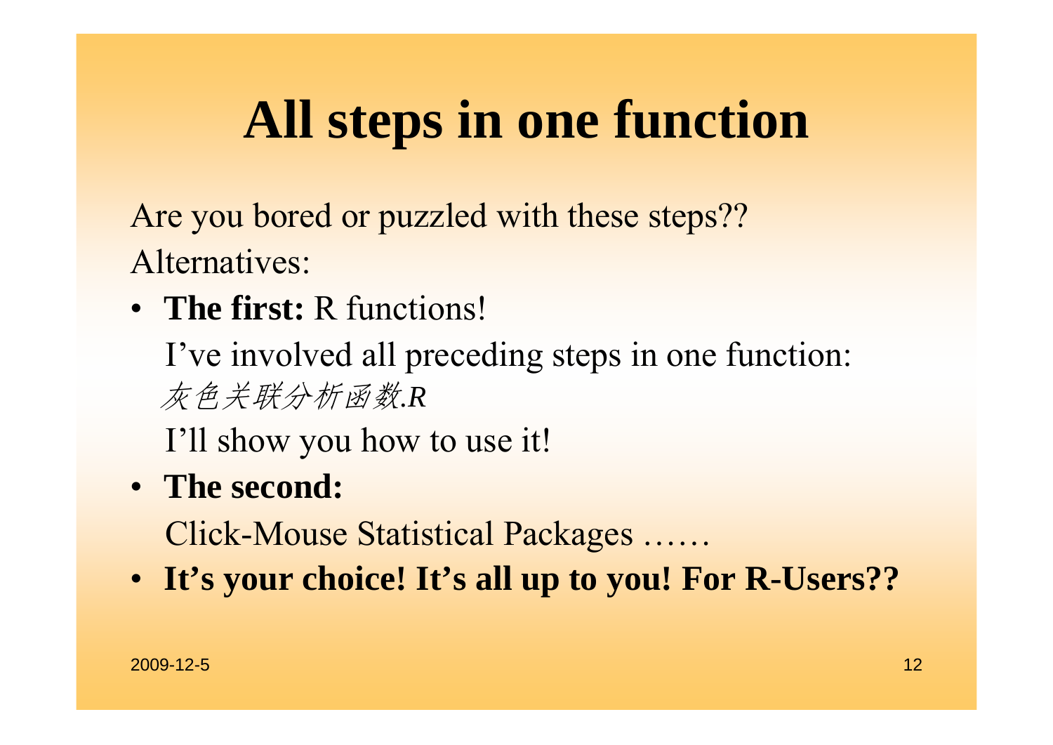# All steps in one function

Are you bored or puzzled with these steps??

Alternatives:

- **The first:** R functions!

  I've involved all preceding steps in one function: *灰色关联分析函数.R*

  I'll show you how to use it!

- **The second:**

  Click-Mouse Statistical Packages ……

- **It's your choice! It's all up to you! For R-Users??**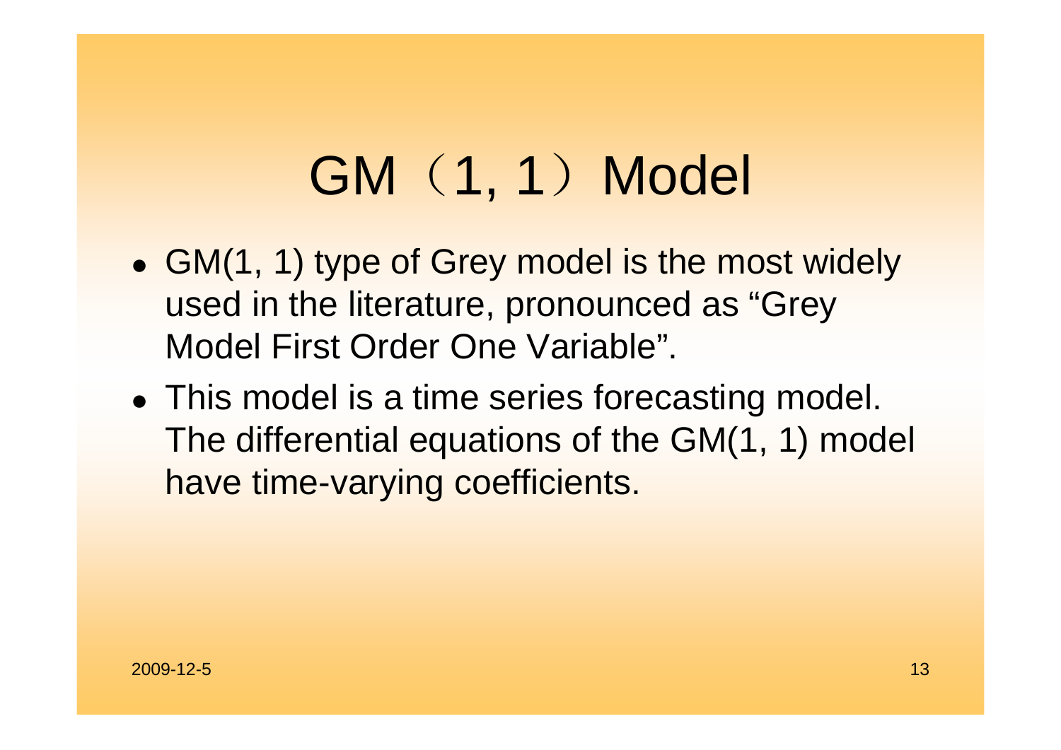# GM（1, 1）Model

- GM(1, 1) type of Grey model is the most widely used in the literature, pronounced as “Grey Model First Order One Variable”.
- This model is a time series forecasting model. The differential equations of the GM(1, 1) model have time-varying coefficients.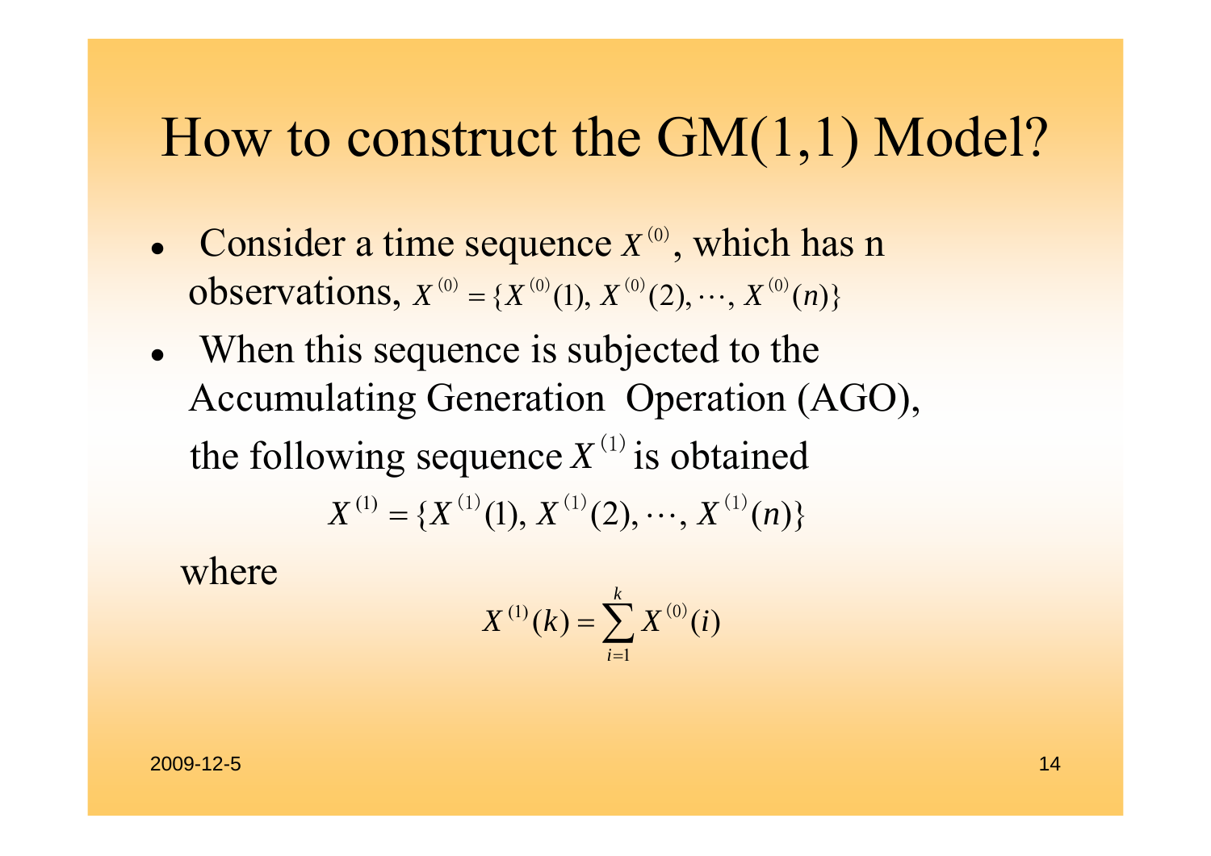# How to construct the GM(1,1) Model?

- Consider a time sequence $X^{(0)}$, which has n observations, $X^{(0)} = \{X^{(0)}(1), X^{(0)}(2), \cdots, X^{(0)}(n)\}$
- When this sequence is subjected to the Accumulating Generation Operation (AGO), the following sequence $X^{(1)}$ is obtained

$$X^{(1)} = \{X^{(1)}(1), X^{(1)}(2), \cdots, X^{(1)}(n)\}$$

where

$$X^{(1)}(k) = \sum_{i=1}^{k} X^{(0)}(i)$$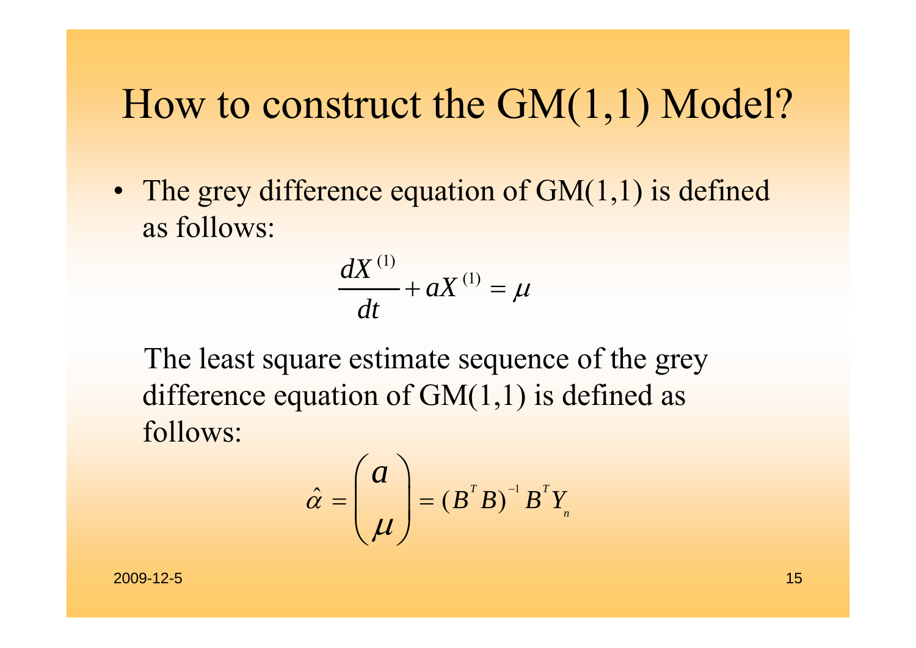# How to construct the GM(1,1) Model?

- The grey difference equation of GM(1,1) is defined as follows:

$$\frac{dX^{(1)}}{dt} + aX^{(1)} = \mu$$

The least square estimate sequence of the grey difference equation of GM(1,1) is defined as follows:

$$\hat{\alpha} = \begin{pmatrix} a \\ \mu \end{pmatrix} = (B^T B)^{-1} B^T Y_n$$

2009-12-5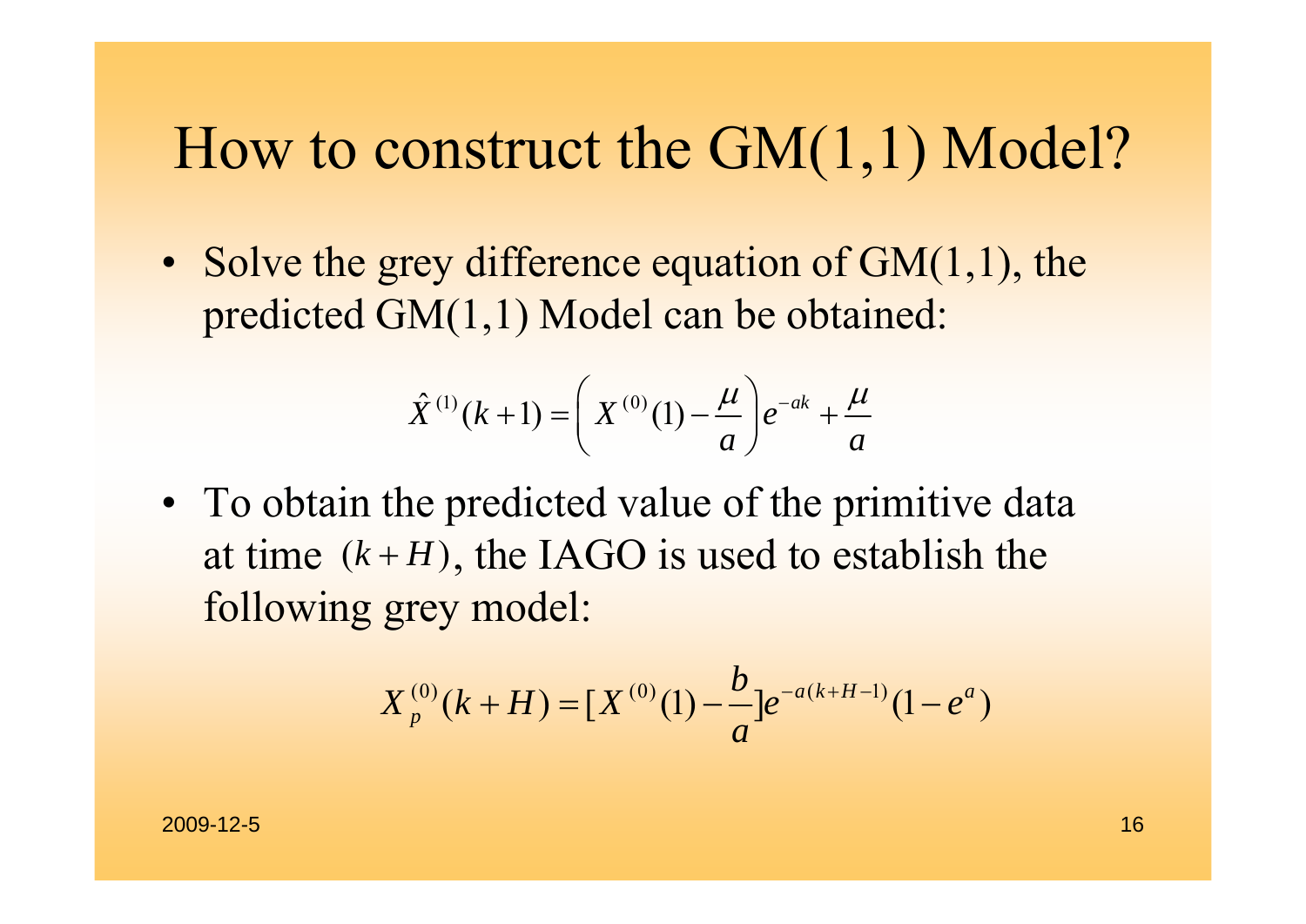# How to construct the GM(1,1) Model?

- Solve the grey difference equation of GM(1,1), the predicted GM(1,1) Model can be obtained:

$$\hat{X}^{(1)}(k+1) = \left( X^{(0)}(1) - \frac{\mu}{a} \right) e^{-ak} + \frac{\mu}{a}$$

- To obtain the predicted value of the primitive data at time $(k+H)$, the IAGO is used to establish the following grey model:

$$X_p^{(0)}(k+H) = [X^{(0)}(1) - \frac{b}{a}] e^{-a(k+H-1)}(1 - e^{a})$$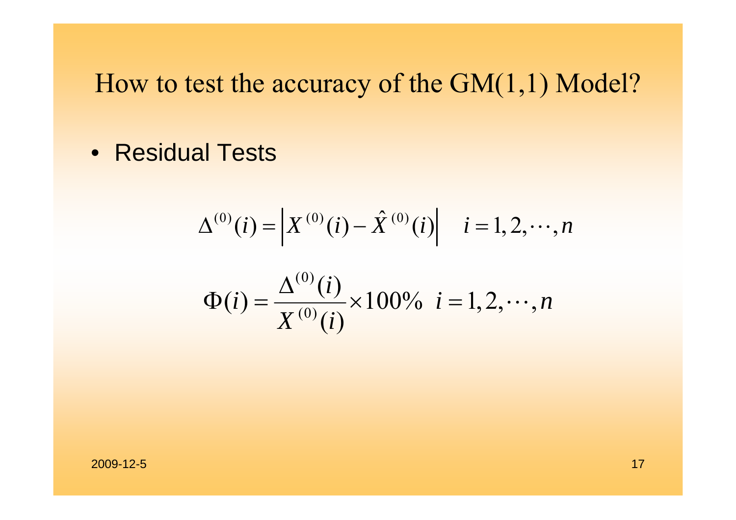# How to test the accuracy of the GM(1,1) Model?

- Residual Tests

$$\Delta^{(0)}(i) = \left| X^{(0)}(i) - \hat{X}^{(0)}(i) \right| \quad i = 1, 2, \cdots, n$$

$$\Phi(i) = \frac{\Delta^{(0)}(i)}{X^{(0)}(i)} \times 100\% \;\; i = 1, 2, \cdots, n$$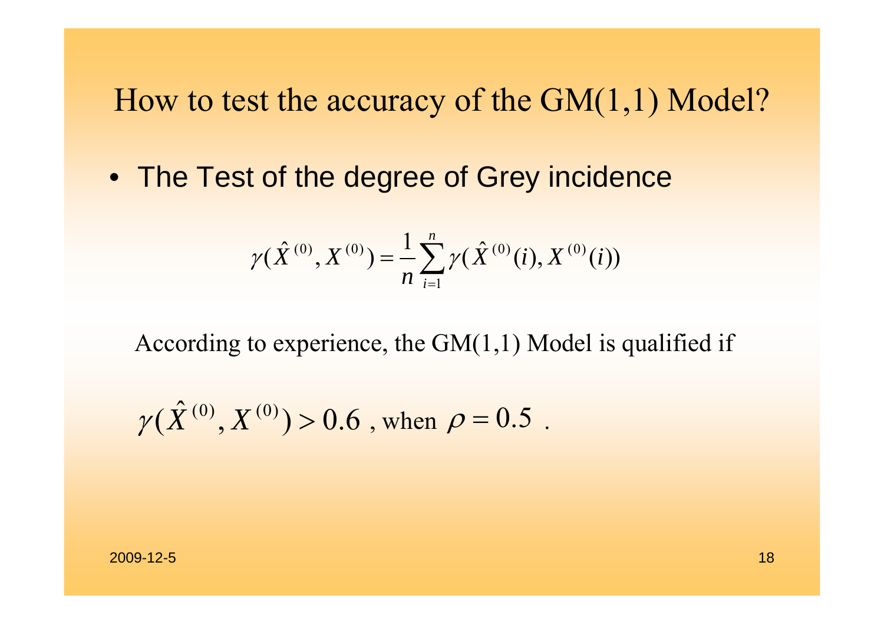# How to test the accuracy of the GM(1,1) Model?

- The Test of the degree of Grey incidence

$$\gamma(\hat{X}^{(0)}, X^{(0)}) = \frac{1}{n}\sum_{i=1}^{n}\gamma(\hat{X}^{(0)}(i), X^{(0)}(i))$$

According to experience, the GM(1,1) Model is qualified if

$\gamma(\hat{X}^{(0)}, X^{(0)}) > 0.6$ , when $\rho = 0.5$ .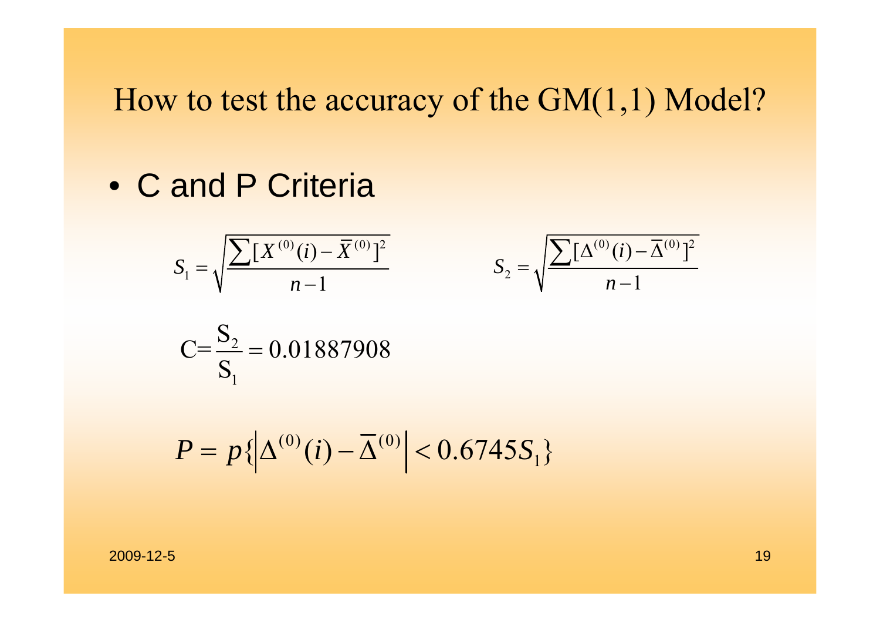# How to test the accuracy of the GM(1,1) Model?

- C and P Criteria

$$S_1 = \sqrt{\frac{\sum [X^{(0)}(i) - \bar{X}^{(0)}]^2}{n-1}} \qquad S_2 = \sqrt{\frac{\sum [\Delta^{(0)}(i) - \bar{\Delta}^{(0)}]^2}{n-1}}$$

$$\mathrm{C} = \frac{\mathrm{S}_2}{\mathrm{S}_1} = 0.01887908$$

$$P = p\{\left|\Delta^{(0)}(i) - \bar{\Delta}^{(0)}\right| < 0.6745 S_1\}$$

2009-12-5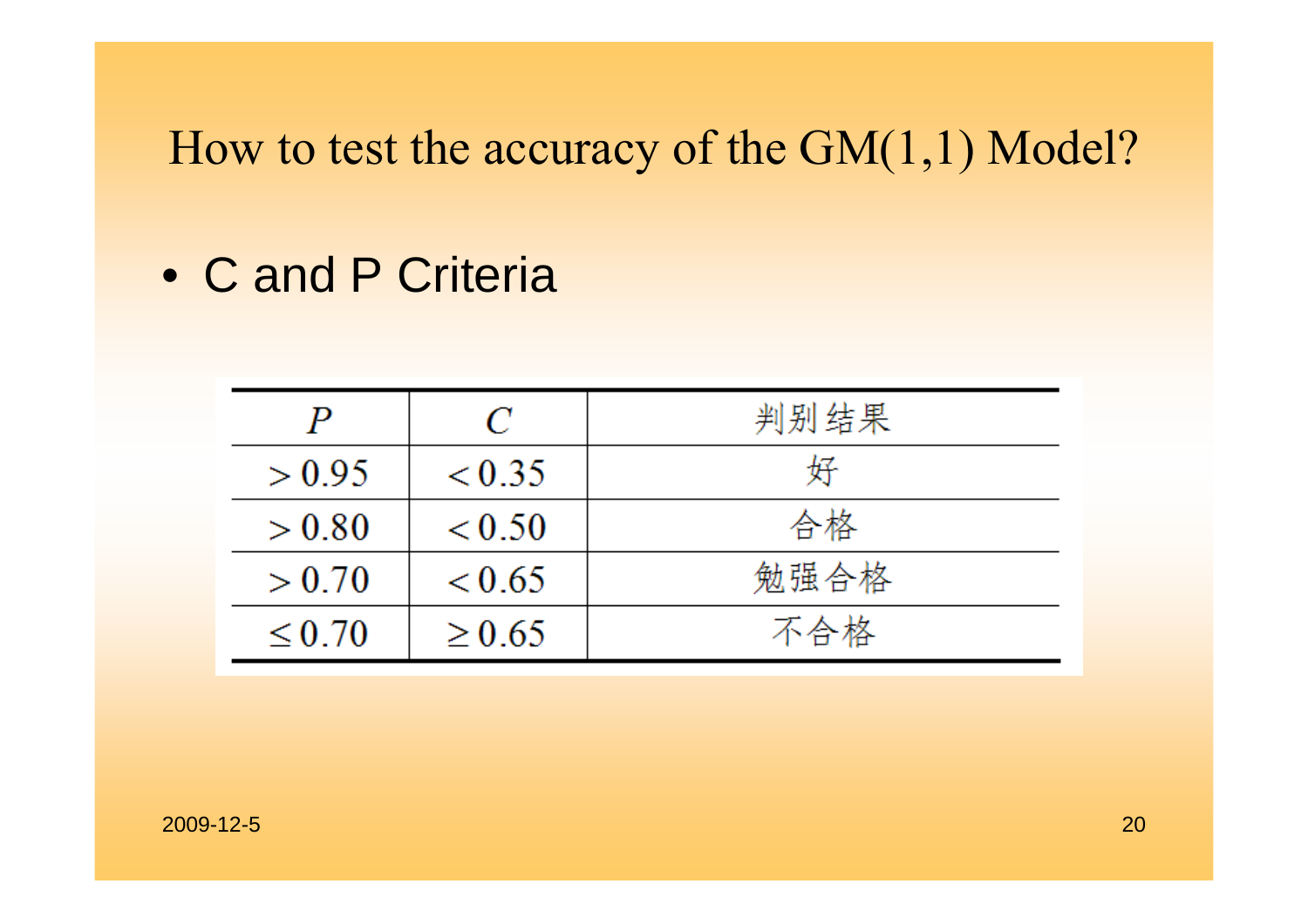# How to test the accuracy of the GM(1,1) Model?

- C and P Criteria

| $P$ | $C$ | 判别结果 |
|---|---|---|
| $>0.95$ | $<0.35$ | 好 |
| $>0.80$ | $<0.50$ | 合格 |
| $>0.70$ | $<0.65$ | 勉强合格 |
| $\leq 0.70$ | $\geq 0.65$ | 不合格 |

2009-12-5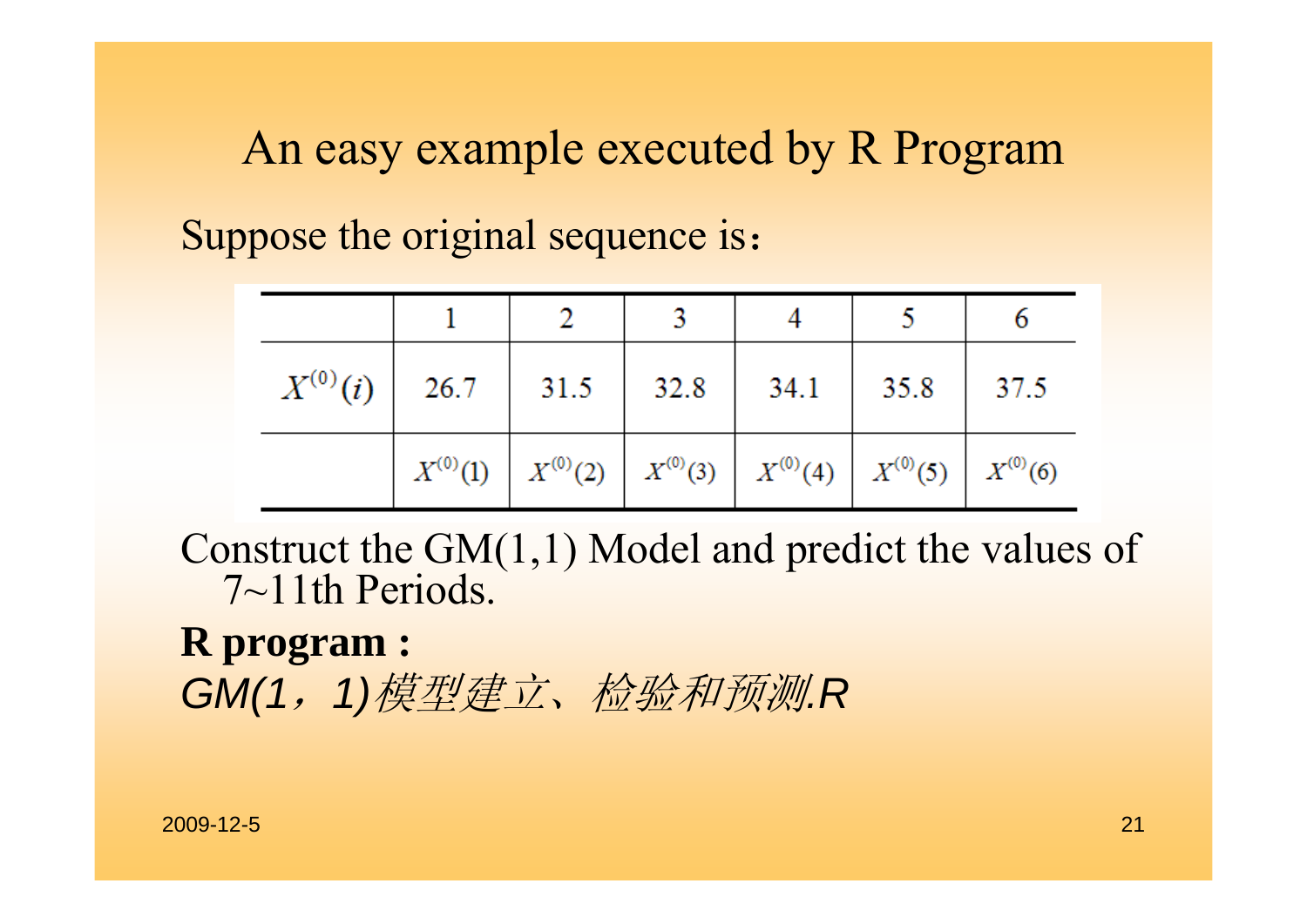# An easy example executed by R Program

Suppose the original sequence is：

| | 1 | 2 | 3 | 4 | 5 | 6 |
|---|---|---|---|---|---|---|
| $X^{(0)}(i)$ | 26.7 | 31.5 | 32.8 | 34.1 | 35.8 | 37.5 |
| | $X^{(0)}(1)$ | $X^{(0)}(2)$ | $X^{(0)}(3)$ | $X^{(0)}(4)$ | $X^{(0)}(5)$ | $X^{(0)}(6)$ |

Construct the GM(1,1) Model and predict the values of 7~11th Periods.

**R program :**

*GM(1，1)模型建立、检验和预测.R*

2009-12-5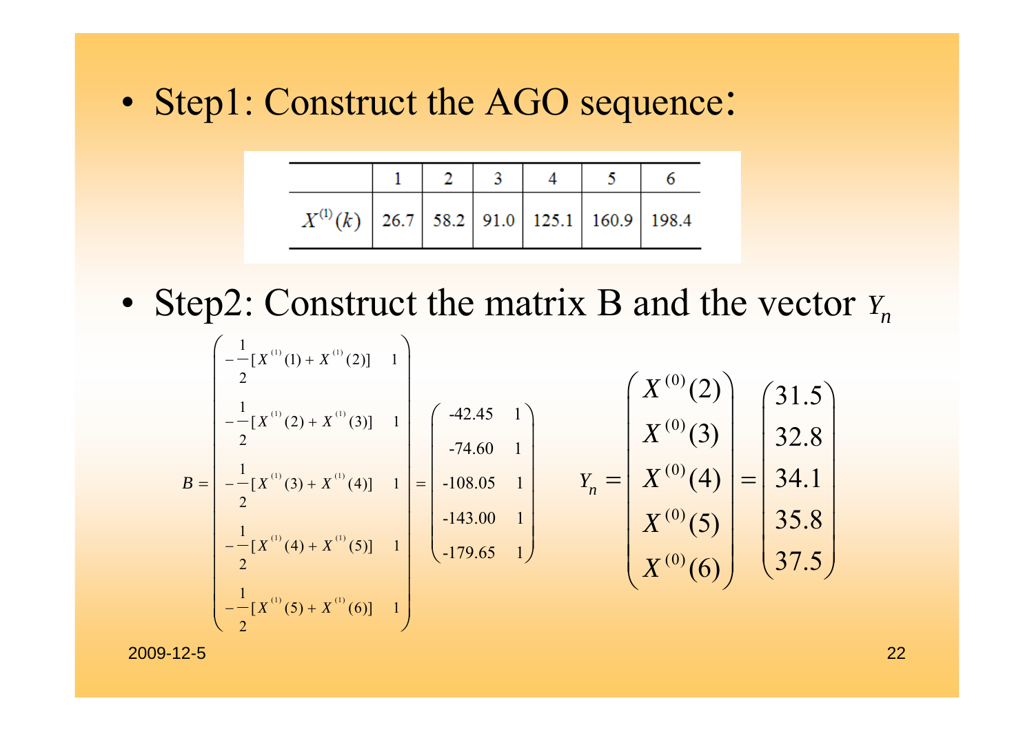- Step1: Construct the AGO sequence:

| | 1 | 2 | 3 | 4 | 5 | 6 |
|---|---|---|---|---|---|---|
| $X^{(1)}(k)$ | 26.7 | 58.2 | 91.0 | 125.1 | 160.9 | 198.4 |

- Step2: Construct the matrix B and the vector $Y_n$

$$B = \begin{pmatrix} -\frac{1}{2}[X^{(1)}(1) + X^{(1)}(2)] & 1 \\ -\frac{1}{2}[X^{(1)}(2) + X^{(1)}(3)] & 1 \\ -\frac{1}{2}[X^{(1)}(3) + X^{(1)}(4)] & 1 \\ -\frac{1}{2}[X^{(1)}(4) + X^{(1)}(5)] & 1 \\ -\frac{1}{2}[X^{(1)}(5) + X^{(1)}(6)] & 1 \end{pmatrix} = \begin{pmatrix} -42.45 & 1 \\ -74.60 & 1 \\ -108.05 & 1 \\ -143.00 & 1 \\ -179.65 & 1 \end{pmatrix}$$

$$Y_n = \begin{pmatrix} X^{(0)}(2) \\ X^{(0)}(3) \\ X^{(0)}(4) \\ X^{(0)}(5) \\ X^{(0)}(6) \end{pmatrix} = \begin{pmatrix} 31.5 \\ 32.8 \\ 34.1 \\ 35.8 \\ 37.5 \end{pmatrix}$$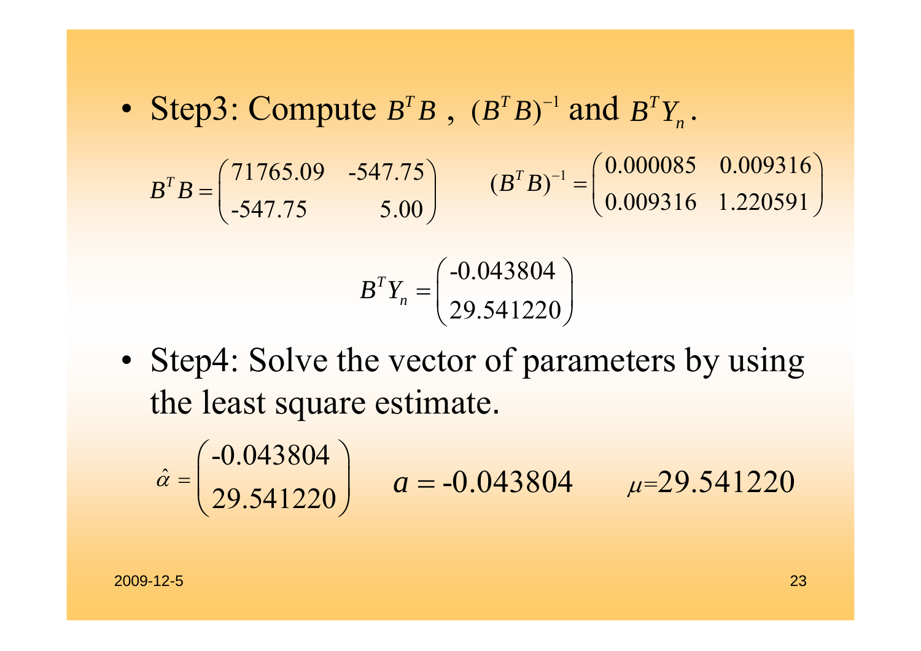- Step3: Compute $B^T B$ , $(B^T B)^{-1}$ and $B^T Y_n$.

$$B^T B = \begin{pmatrix} 71765.09 & -547.75 \\ -547.75 & 5.00 \end{pmatrix} \qquad (B^T B)^{-1} = \begin{pmatrix} 0.000085 & 0.009316 \\ 0.009316 & 1.220591 \end{pmatrix}$$

$$B^T Y_n = \begin{pmatrix} -0.043804 \\ 29.541220 \end{pmatrix}$$

- Step4: Solve the vector of parameters by using the least square estimate.

$$\hat{\alpha} = \begin{pmatrix} -0.043804 \\ 29.541220 \end{pmatrix} \qquad a = -0.043804 \qquad \mu = 29.541220$$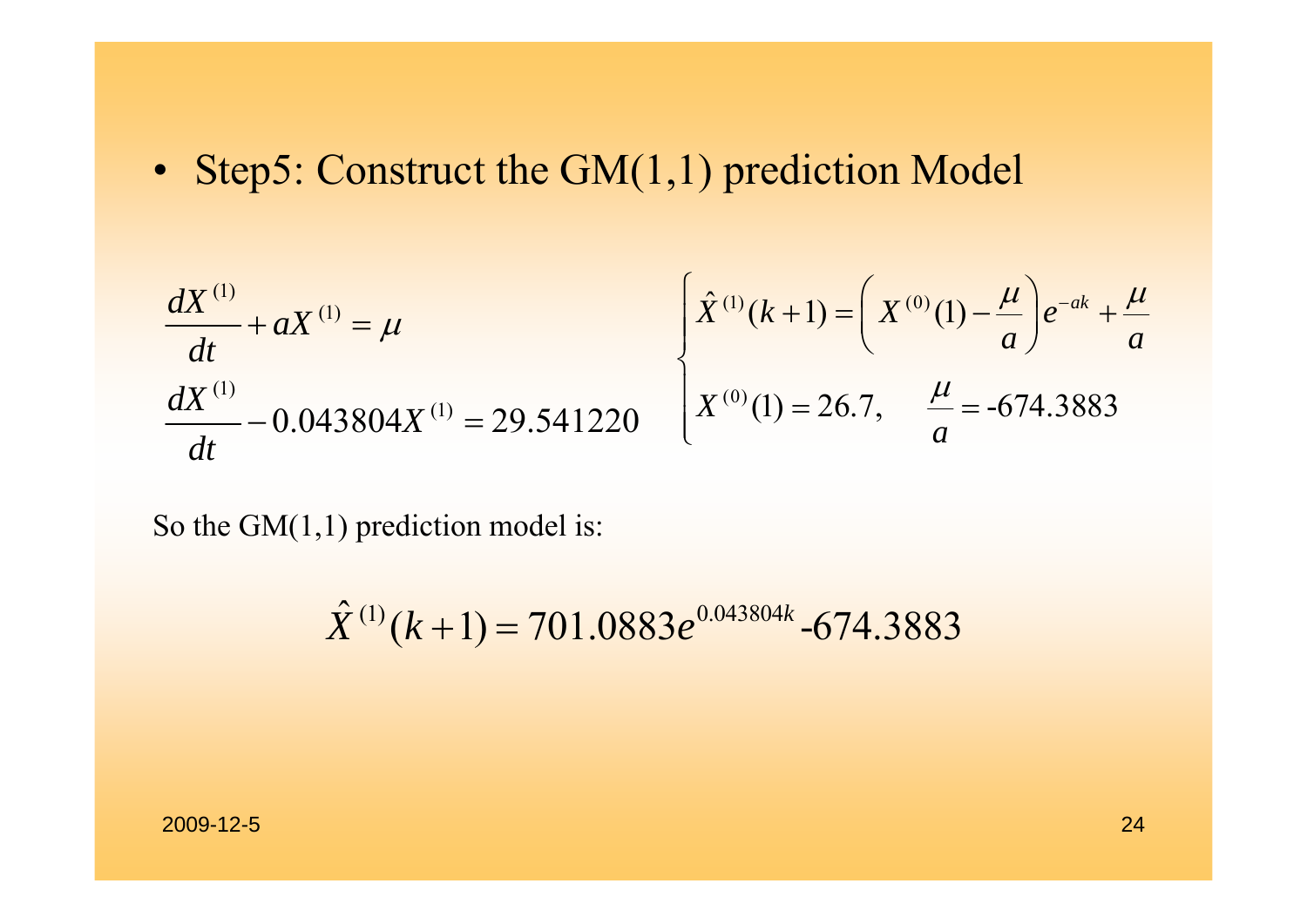- Step5: Construct the GM(1,1) prediction Model

$$\frac{dX^{(1)}}{dt} + aX^{(1)} = \mu$$

$$\frac{dX^{(1)}}{dt} - 0.043804X^{(1)} = 29.541220$$

$$\begin{cases} \hat{X}^{(1)}(k+1) = \left( X^{(0)}(1) - \dfrac{\mu}{a} \right) e^{-ak} + \dfrac{\mu}{a} \\ X^{(0)}(1) = 26.7, \quad \dfrac{\mu}{a} = \text{-}674.3883 \end{cases}$$

So the GM(1,1) prediction model is:

$$\hat{X}^{(1)}(k+1) = 701.0883e^{0.043804k}\text{-}674.3883$$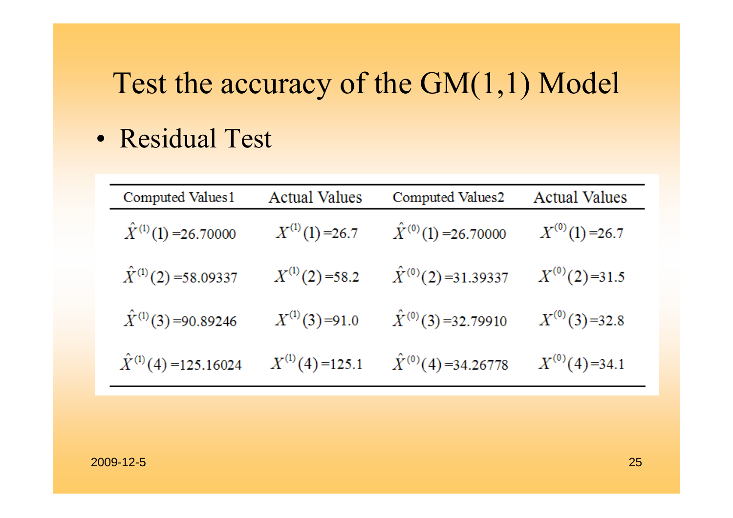# Test the accuracy of the GM(1,1) Model

- Residual Test

| Computed Values1 | Actual Values | Computed Values2 | Actual Values |
|---|---|---|---|
| $\hat{X}^{(1)}(1)=26.70000$ | $X^{(1)}(1)=26.7$ | $\hat{X}^{(0)}(1)=26.70000$ | $X^{(0)}(1)=26.7$ |
| $\hat{X}^{(1)}(2)=58.09337$ | $X^{(1)}(2)=58.2$ | $\hat{X}^{(0)}(2)=31.39337$ | $X^{(0)}(2)=31.5$ |
| $\hat{X}^{(1)}(3)=90.89246$ | $X^{(1)}(3)=91.0$ | $\hat{X}^{(0)}(3)=32.79910$ | $X^{(0)}(3)=32.8$ |
| $\hat{X}^{(1)}(4)=125.16024$ | $X^{(1)}(4)=125.1$ | $\hat{X}^{(0)}(4)=34.26778$ | $X^{(0)}(4)=34.1$ |

2009-12-5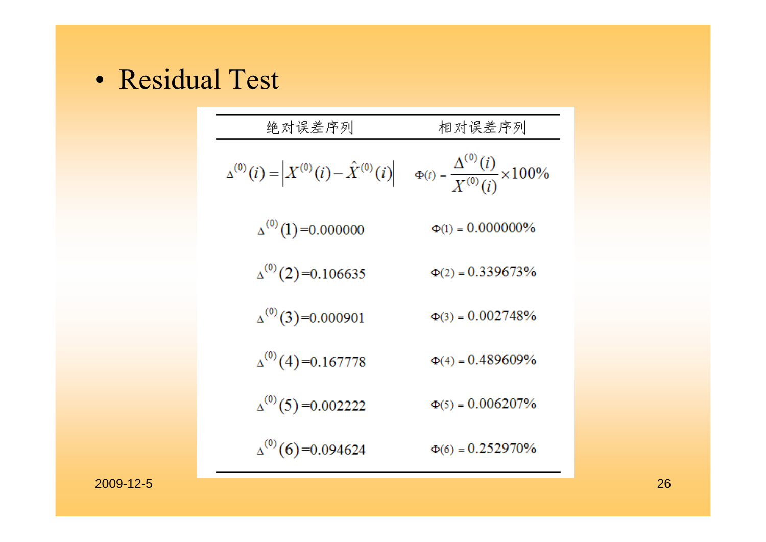- Residual Test

| 绝对误差序列 | 相对误差序列 |
|---|---|
| $\Delta^{(0)}(i)=\left\|X^{(0)}(i)-\hat{X}^{(0)}(i)\right\|$ | $\Phi(i)=\dfrac{\Delta^{(0)}(i)}{X^{(0)}(i)}\times 100\%$ |
| $\Delta^{(0)}(1)=0.000000$ | $\Phi(1)=0.000000\%$ |
| $\Delta^{(0)}(2)=0.106635$ | $\Phi(2)=0.339673\%$ |
| $\Delta^{(0)}(3)=0.000901$ | $\Phi(3)=0.002748\%$ |
| $\Delta^{(0)}(4)=0.167778$ | $\Phi(4)=0.489609\%$ |
| $\Delta^{(0)}(5)=0.002222$ | $\Phi(5)=0.006207\%$ |
| $\Delta^{(0)}(6)=0.094624$ | $\Phi(6)=0.252970\%$ |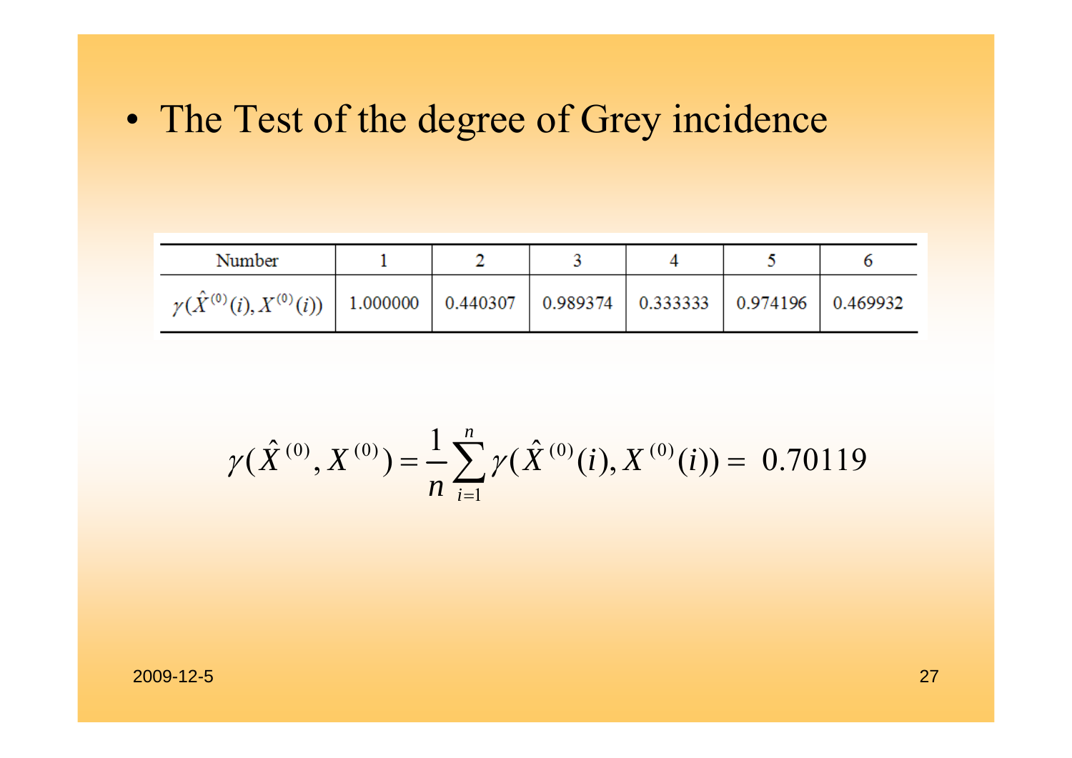- The Test of the degree of Grey incidence

| Number | 1 | 2 | 3 | 4 | 5 | 6 |
|---|---|---|---|---|---|---|
| $\gamma(\hat{X}^{(0)}(i), X^{(0)}(i))$ | 1.000000 | 0.440307 | 0.989374 | 0.333333 | 0.974196 | 0.469932 |

$$\gamma(\hat{X}^{(0)}, X^{(0)}) = \frac{1}{n}\sum_{i=1}^{n}\gamma(\hat{X}^{(0)}(i), X^{(0)}(i)) = 0.70119$$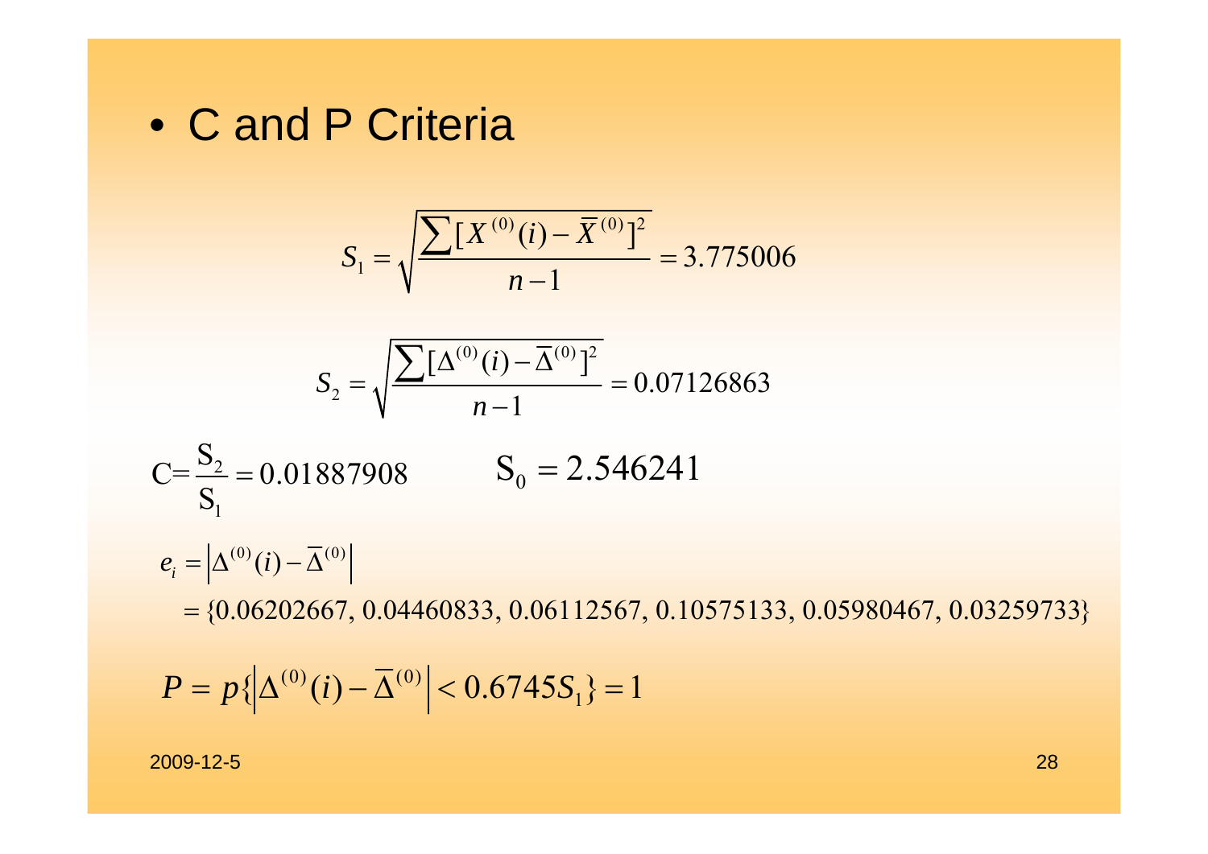- C and P Criteria

$$S_1 = \sqrt{\frac{\sum [X^{(0)}(i) - \overline{X}^{(0)}]^2}{n-1}} = 3.775006$$

$$S_2 = \sqrt{\frac{\sum [\Delta^{(0)}(i) - \overline{\Delta}^{(0)}]^2}{n-1}} = 0.07126863$$

$$\mathrm{C} = \frac{\mathrm{S}_2}{\mathrm{S}_1} = 0.01887908 \qquad \mathrm{S}_0 = 2.546241$$

$$e_i = \left|\Delta^{(0)}(i) - \overline{\Delta}^{(0)}\right|$$

$$= \{0.06202667,\ 0.04460833,\ 0.06112567,\ 0.10575133,\ 0.05980467,\ 0.03259733\}$$

$$P = p\{\left|\Delta^{(0)}(i) - \overline{\Delta}^{(0)}\right| < 0.6745 S_1\} = 1$$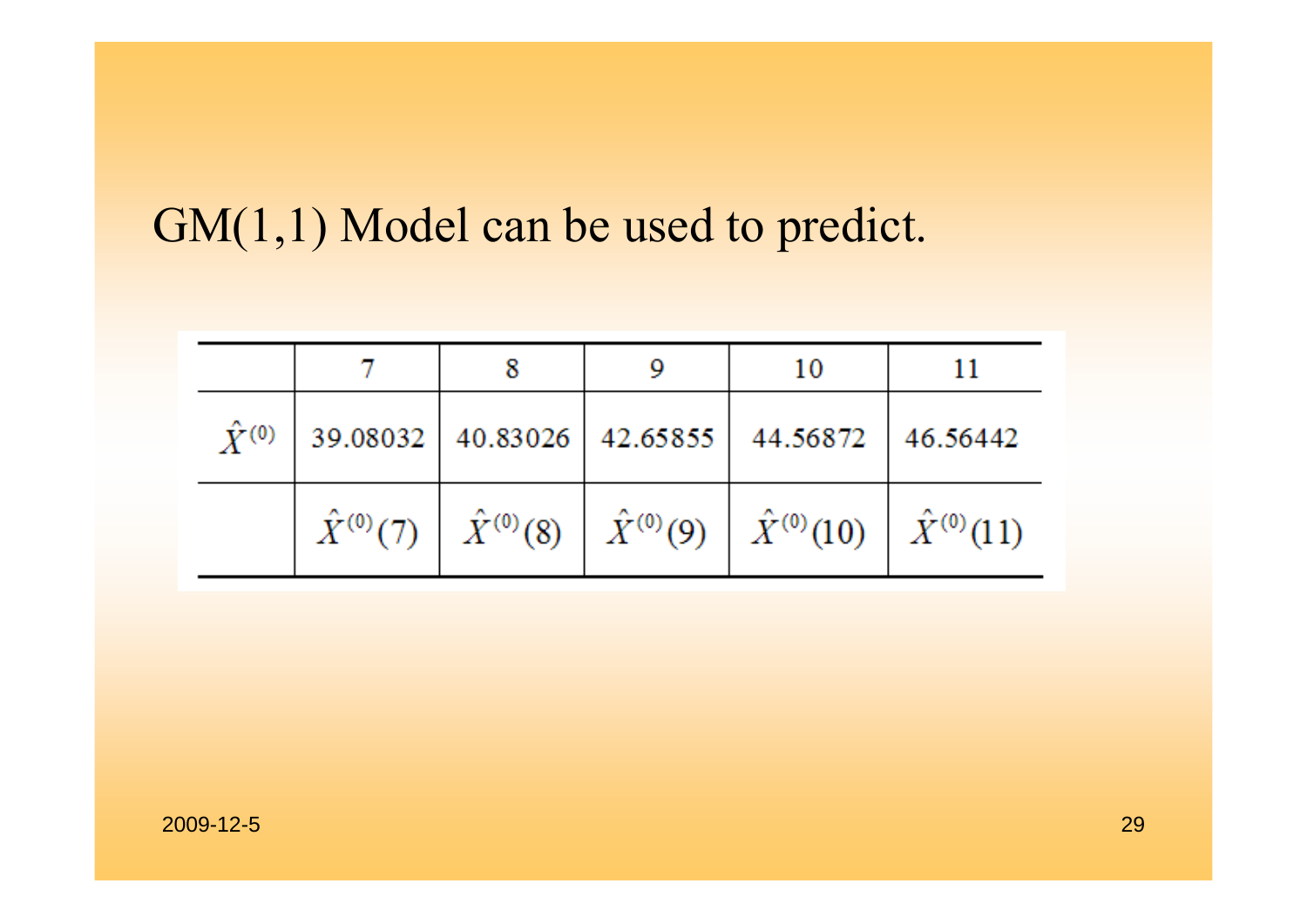# GM(1,1) Model can be used to predict.

| | 7 | 8 | 9 | 10 | 11 |
|---|---|---|---|---|---|
| $\hat{X}^{(0)}$ | 39.08032 | 40.83026 | 42.65855 | 44.56872 | 46.56442 |
| | $\hat{X}^{(0)}(7)$ | $\hat{X}^{(0)}(8)$ | $\hat{X}^{(0)}(9)$ | $\hat{X}^{(0)}(10)$ | $\hat{X}^{(0)}(11)$ |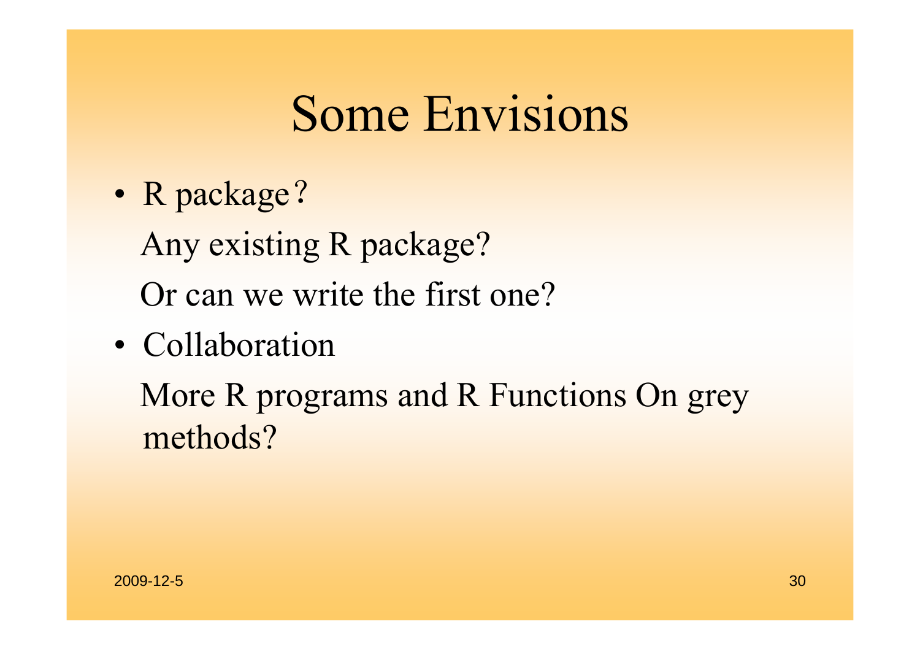# Some Envisions

- R package？

  Any existing R package?

  Or can we write the first one?

- Collaboration

  More R programs and R Functions On grey methods?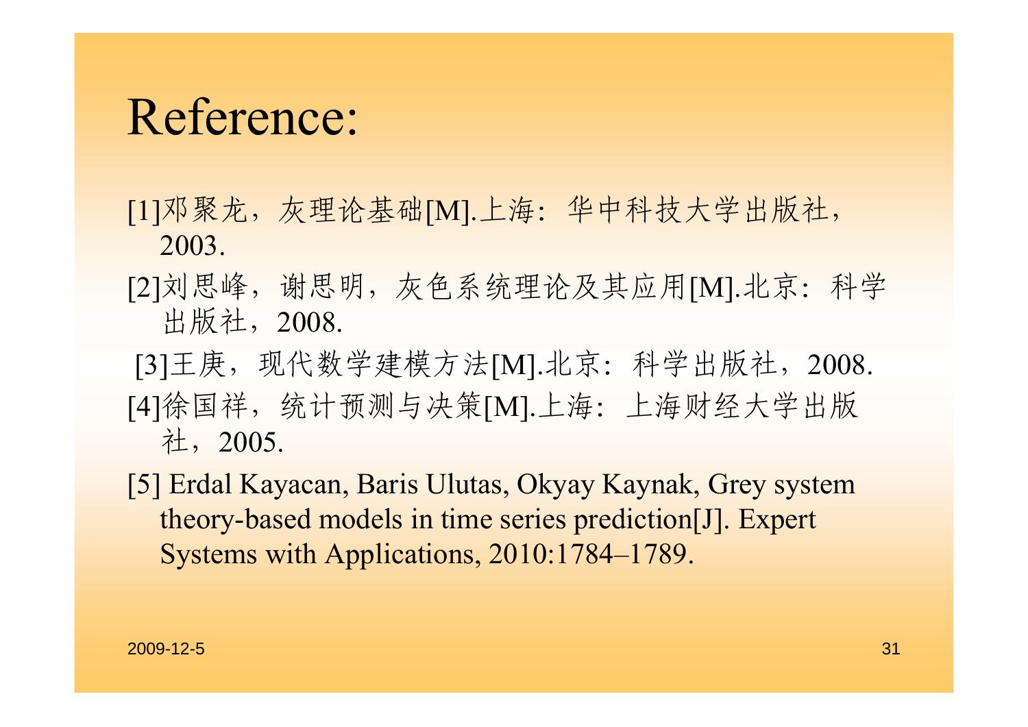# Reference:

[1]邓聚龙，灰理论基础[M].上海：华中科技大学出版社，2003.

[2]刘思峰，谢思明，灰色系统理论及其应用[M].北京：科学出版社，2008.

[3]王庚，现代数学建模方法[M].北京：科学出版社，2008.

[4]徐国祥，统计预测与决策[M].上海：上海财经大学出版社，2005.

[5] Erdal Kayacan, Baris Ulutas, Okyay Kaynak, Grey system theory-based models in time series prediction[J]. Expert Systems with Applications, 2010:1784–1789.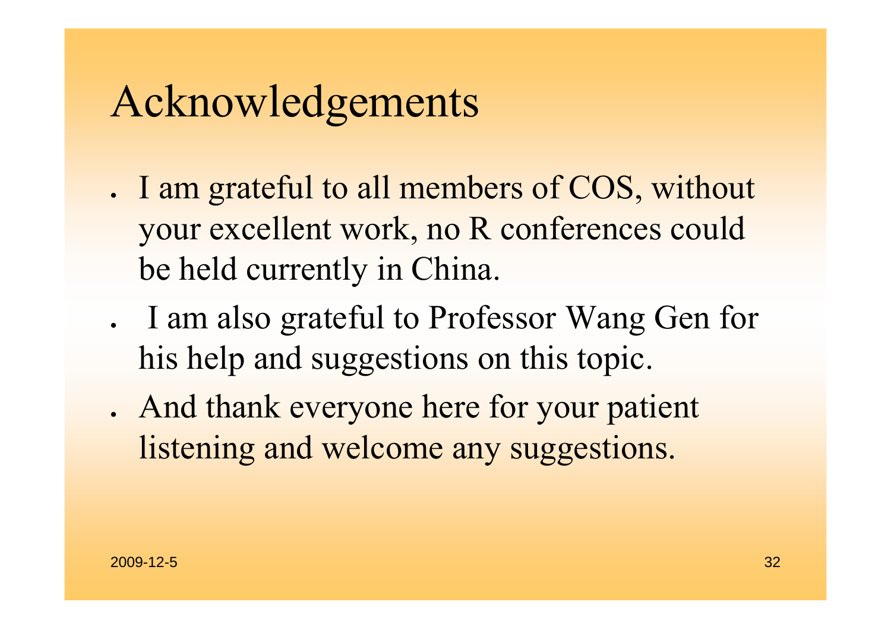# Acknowledgements

- I am grateful to all members of COS, without your excellent work, no R conferences could be held currently in China.
- I am also grateful to Professor Wang Gen for his help and suggestions on this topic.
- And thank everyone here for your patient listening and welcome any suggestions.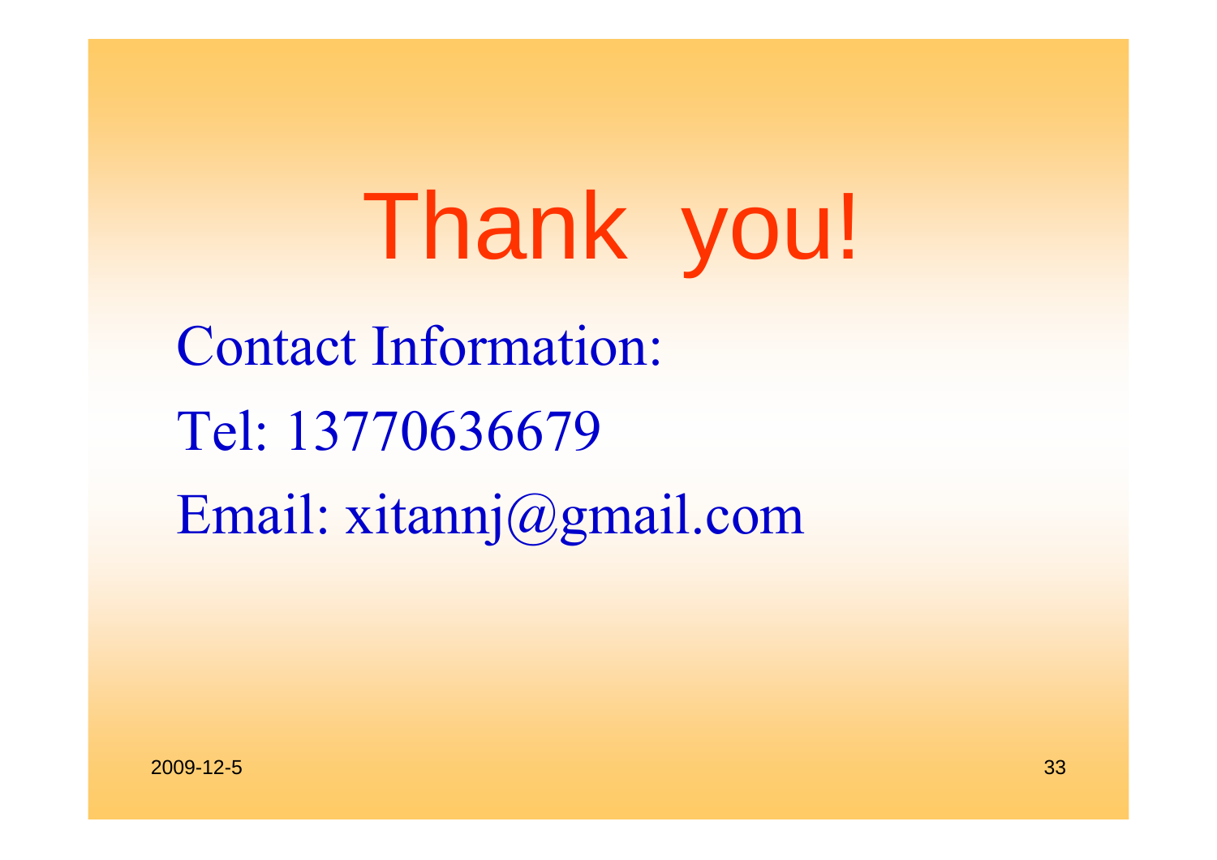# Thank you!

Contact Information:

Tel: 13770636679

Email: xitannj@gmail.com